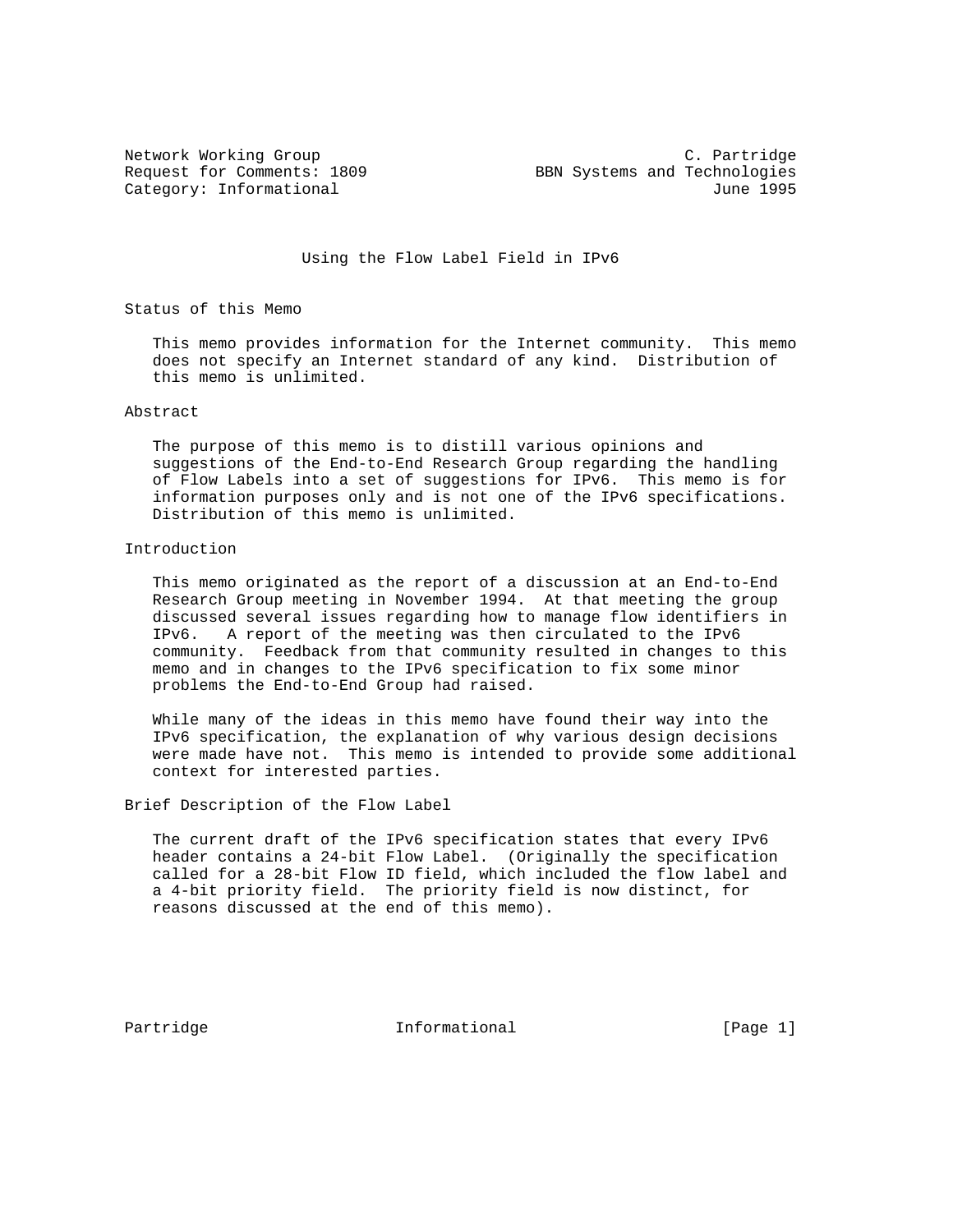Network Working Group                                       C. Partridge
Request for Comments: 1809                  BBN Systems and Technologies
Category: Informational                                        June 1995

# Using the Flow Label Field in IPv6

## Status of this Memo

This memo provides information for the Internet community. This memo does not specify an Internet standard of any kind. Distribution of this memo is unlimited.

## Abstract

The purpose of this memo is to distill various opinions and suggestions of the End-to-End Research Group regarding the handling of Flow Labels into a set of suggestions for IPv6. This memo is for information purposes only and is not one of the IPv6 specifications. Distribution of this memo is unlimited.

## Introduction

This memo originated as the report of a discussion at an End-to-End Research Group meeting in November 1994. At that meeting the group discussed several issues regarding how to manage flow identifiers in IPv6. A report of the meeting was then circulated to the IPv6 community. Feedback from that community resulted in changes to this memo and in changes to the IPv6 specification to fix some minor problems the End-to-End Group had raised.

While many of the ideas in this memo have found their way into the IPv6 specification, the explanation of why various design decisions were made have not. This memo is intended to provide some additional context for interested parties.

## Brief Description of the Flow Label

The current draft of the IPv6 specification states that every IPv6 header contains a 24-bit Flow Label. (Originally the specification called for a 28-bit Flow ID field, which included the flow label and a 4-bit priority field. The priority field is now distinct, for reasons discussed at the end of this memo).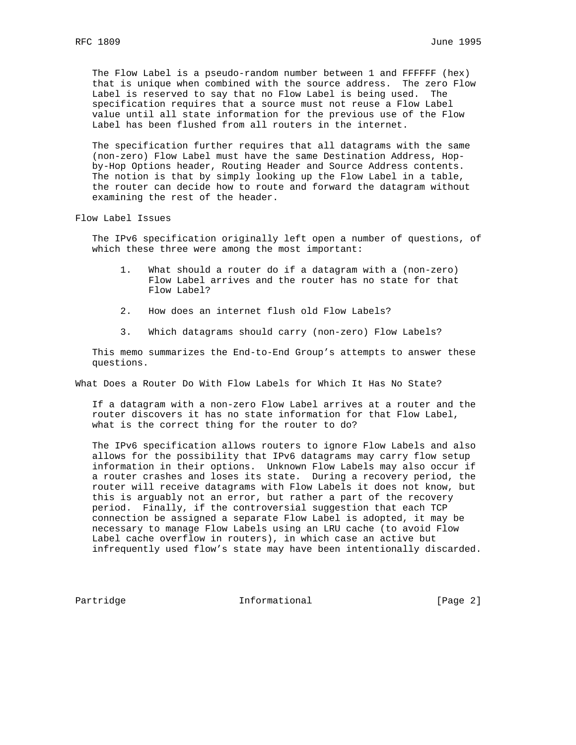The Flow Label is a pseudo-random number between 1 and FFFFFF (hex) that is unique when combined with the source address. The zero Flow Label is reserved to say that no Flow Label is being used. The specification requires that a source must not reuse a Flow Label value until all state information for the previous use of the Flow Label has been flushed from all routers in the internet.

The specification further requires that all datagrams with the same (non-zero) Flow Label must have the same Destination Address, Hop-by-Hop Options header, Routing Header and Source Address contents. The notion is that by simply looking up the Flow Label in a table, the router can decide how to route and forward the datagram without examining the rest of the header.

## Flow Label Issues

The IPv6 specification originally left open a number of questions, of which these three were among the most important:

1. What should a router do if a datagram with a (non-zero) Flow Label arrives and the router has no state for that Flow Label?

2. How does an internet flush old Flow Labels?

3. Which datagrams should carry (non-zero) Flow Labels?

This memo summarizes the End-to-End Group's attempts to answer these questions.

## What Does a Router Do With Flow Labels for Which It Has No State?

If a datagram with a non-zero Flow Label arrives at a router and the router discovers it has no state information for that Flow Label, what is the correct thing for the router to do?

The IPv6 specification allows routers to ignore Flow Labels and also allows for the possibility that IPv6 datagrams may carry flow setup information in their options. Unknown Flow Labels may also occur if a router crashes and loses its state. During a recovery period, the router will receive datagrams with Flow Labels it does not know, but this is arguably not an error, but rather a part of the recovery period. Finally, if the controversial suggestion that each TCP connection be assigned a separate Flow Label is adopted, it may be necessary to manage Flow Labels using an LRU cache (to avoid Flow Label cache overflow in routers), in which case an active but infrequently used flow's state may have been intentionally discarded.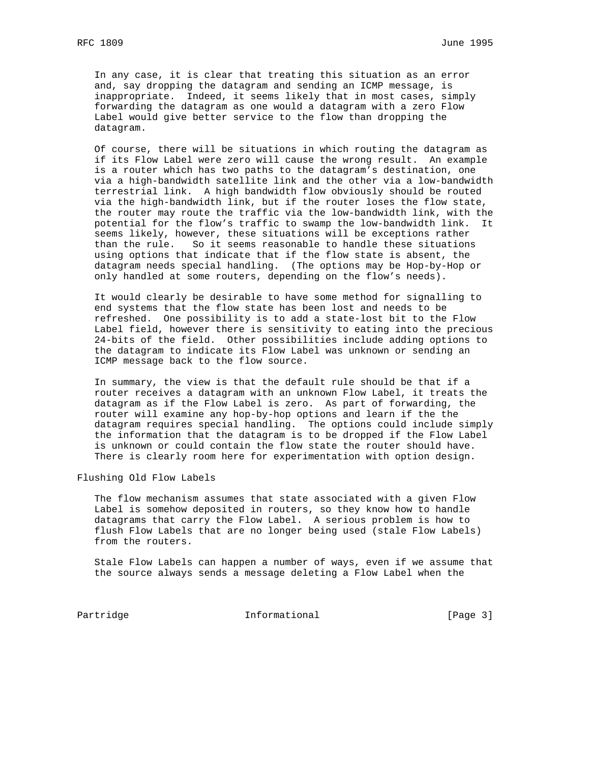In any case, it is clear that treating this situation as an error and, say dropping the datagram and sending an ICMP message, is inappropriate. Indeed, it seems likely that in most cases, simply forwarding the datagram as one would a datagram with a zero Flow Label would give better service to the flow than dropping the datagram.

Of course, there will be situations in which routing the datagram as if its Flow Label were zero will cause the wrong result. An example is a router which has two paths to the datagram's destination, one via a high-bandwidth satellite link and the other via a low-bandwidth terrestrial link. A high bandwidth flow obviously should be routed via the high-bandwidth link, but if the router loses the flow state, the router may route the traffic via the low-bandwidth link, with the potential for the flow's traffic to swamp the low-bandwidth link. It seems likely, however, these situations will be exceptions rather than the rule. So it seems reasonable to handle these situations using options that indicate that if the flow state is absent, the datagram needs special handling. (The options may be Hop-by-Hop or only handled at some routers, depending on the flow's needs).

It would clearly be desirable to have some method for signalling to end systems that the flow state has been lost and needs to be refreshed. One possibility is to add a state-lost bit to the Flow Label field, however there is sensitivity to eating into the precious 24-bits of the field. Other possibilities include adding options to the datagram to indicate its Flow Label was unknown or sending an ICMP message back to the flow source.

In summary, the view is that the default rule should be that if a router receives a datagram with an unknown Flow Label, it treats the datagram as if the Flow Label is zero. As part of forwarding, the router will examine any hop-by-hop options and learn if the the datagram requires special handling. The options could include simply the information that the datagram is to be dropped if the Flow Label is unknown or could contain the flow state the router should have. There is clearly room here for experimentation with option design.

## Flushing Old Flow Labels

The flow mechanism assumes that state associated with a given Flow Label is somehow deposited in routers, so they know how to handle datagrams that carry the Flow Label. A serious problem is how to flush Flow Labels that are no longer being used (stale Flow Labels) from the routers.

Stale Flow Labels can happen a number of ways, even if we assume that the source always sends a message deleting a Flow Label when the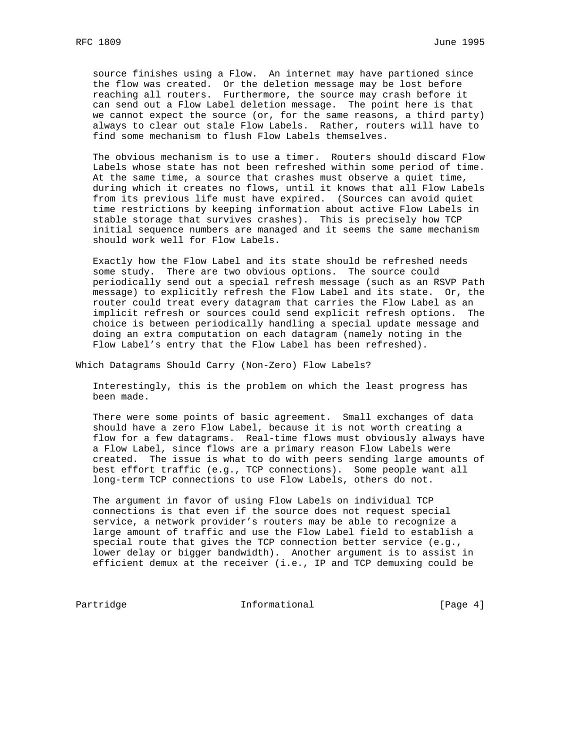source finishes using a Flow. An internet may have partioned since the flow was created. Or the deletion message may be lost before reaching all routers. Furthermore, the source may crash before it can send out a Flow Label deletion message. The point here is that we cannot expect the source (or, for the same reasons, a third party) always to clear out stale Flow Labels. Rather, routers will have to find some mechanism to flush Flow Labels themselves.

The obvious mechanism is to use a timer. Routers should discard Flow Labels whose state has not been refreshed within some period of time. At the same time, a source that crashes must observe a quiet time, during which it creates no flows, until it knows that all Flow Labels from its previous life must have expired. (Sources can avoid quiet time restrictions by keeping information about active Flow Labels in stable storage that survives crashes). This is precisely how TCP initial sequence numbers are managed and it seems the same mechanism should work well for Flow Labels.

Exactly how the Flow Label and its state should be refreshed needs some study. There are two obvious options. The source could periodically send out a special refresh message (such as an RSVP Path message) to explicitly refresh the Flow Label and its state. Or, the router could treat every datagram that carries the Flow Label as an implicit refresh or sources could send explicit refresh options. The choice is between periodically handling a special update message and doing an extra computation on each datagram (namely noting in the Flow Label's entry that the Flow Label has been refreshed).

## Which Datagrams Should Carry (Non-Zero) Flow Labels?

Interestingly, this is the problem on which the least progress has been made.

There were some points of basic agreement. Small exchanges of data should have a zero Flow Label, because it is not worth creating a flow for a few datagrams. Real-time flows must obviously always have a Flow Label, since flows are a primary reason Flow Labels were created. The issue is what to do with peers sending large amounts of best effort traffic (e.g., TCP connections). Some people want all long-term TCP connections to use Flow Labels, others do not.

The argument in favor of using Flow Labels on individual TCP connections is that even if the source does not request special service, a network provider's routers may be able to recognize a large amount of traffic and use the Flow Label field to establish a special route that gives the TCP connection better service (e.g., lower delay or bigger bandwidth). Another argument is to assist in efficient demux at the receiver (i.e., IP and TCP demuxing could be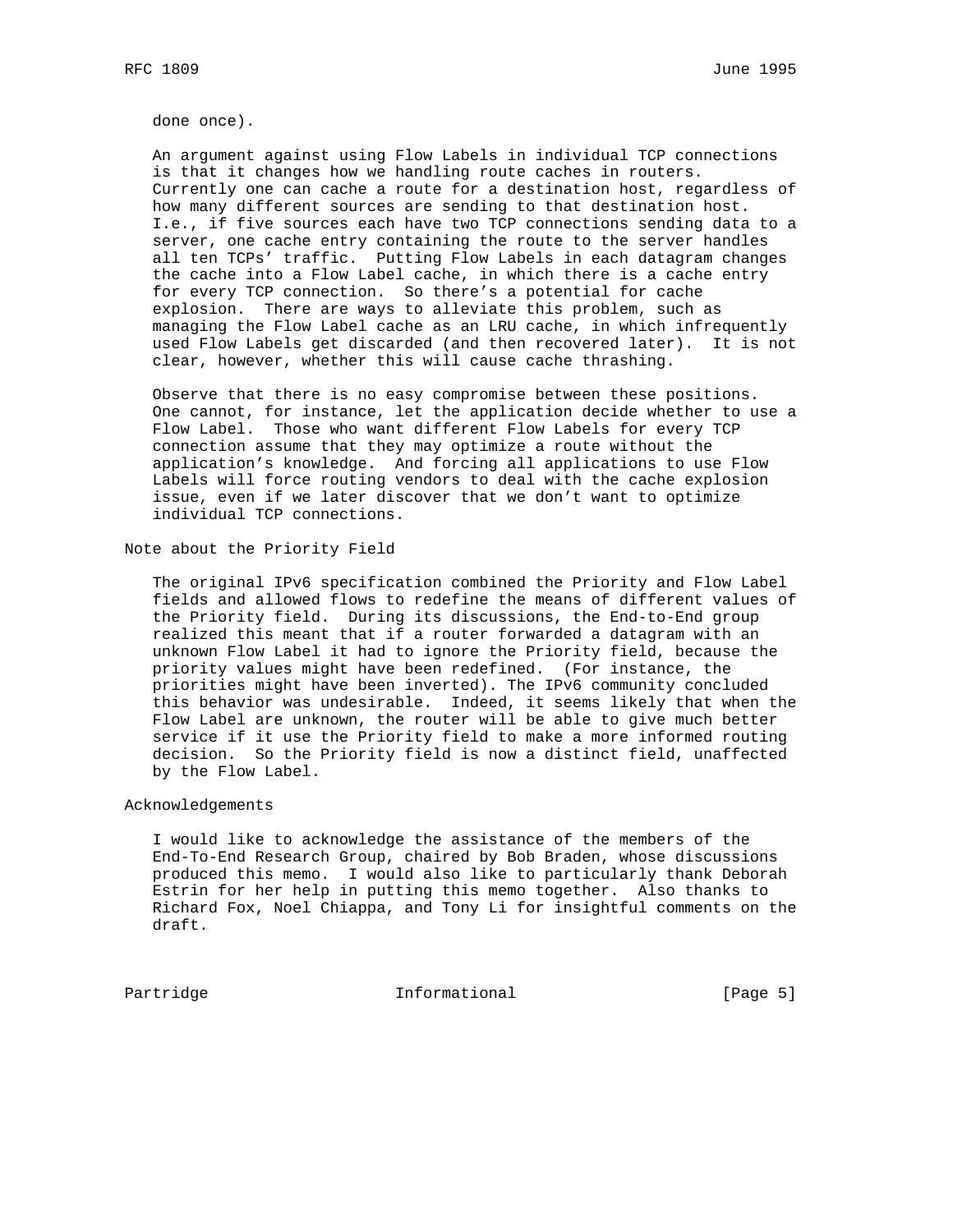done once).

An argument against using Flow Labels in individual TCP connections is that it changes how we handling route caches in routers. Currently one can cache a route for a destination host, regardless of how many different sources are sending to that destination host. I.e., if five sources each have two TCP connections sending data to a server, one cache entry containing the route to the server handles all ten TCPs' traffic. Putting Flow Labels in each datagram changes the cache into a Flow Label cache, in which there is a cache entry for every TCP connection. So there's a potential for cache explosion. There are ways to alleviate this problem, such as managing the Flow Label cache as an LRU cache, in which infrequently used Flow Labels get discarded (and then recovered later). It is not clear, however, whether this will cause cache thrashing.

Observe that there is no easy compromise between these positions. One cannot, for instance, let the application decide whether to use a Flow Label. Those who want different Flow Labels for every TCP connection assume that they may optimize a route without the application's knowledge. And forcing all applications to use Flow Labels will force routing vendors to deal with the cache explosion issue, even if we later discover that we don't want to optimize individual TCP connections.

## Note about the Priority Field

The original IPv6 specification combined the Priority and Flow Label fields and allowed flows to redefine the means of different values of the Priority field. During its discussions, the End-to-End group realized this meant that if a router forwarded a datagram with an unknown Flow Label it had to ignore the Priority field, because the priority values might have been redefined. (For instance, the priorities might have been inverted). The IPv6 community concluded this behavior was undesirable. Indeed, it seems likely that when the Flow Label are unknown, the router will be able to give much better service if it use the Priority field to make a more informed routing decision. So the Priority field is now a distinct field, unaffected by the Flow Label.

## Acknowledgements

I would like to acknowledge the assistance of the members of the End-To-End Research Group, chaired by Bob Braden, whose discussions produced this memo. I would also like to particularly thank Deborah Estrin for her help in putting this memo together. Also thanks to Richard Fox, Noel Chiappa, and Tony Li for insightful comments on the draft.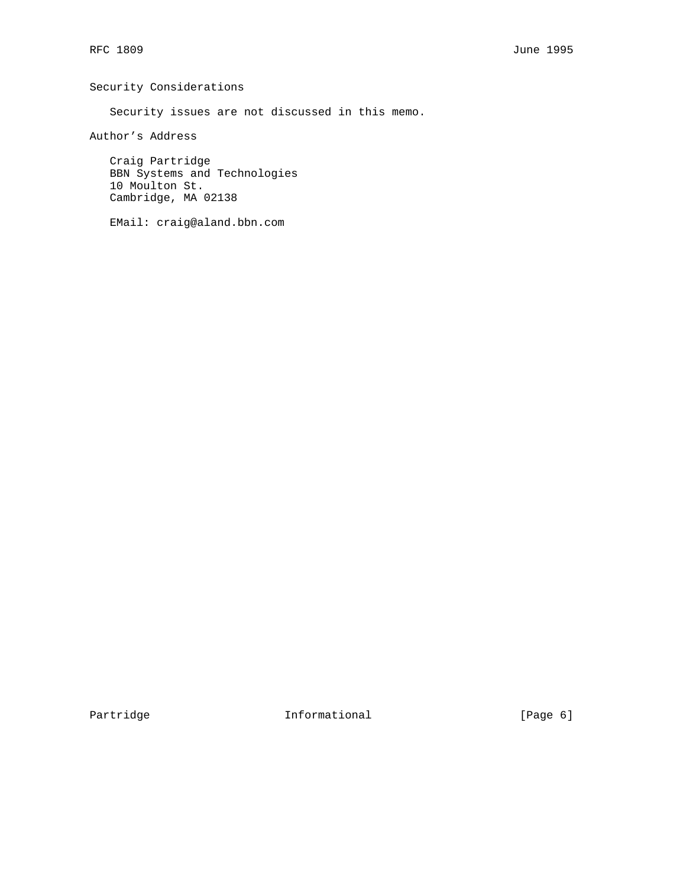## Security Considerations

Security issues are not discussed in this memo.

## Author's Address

Craig Partridge
BBN Systems and Technologies
10 Moulton St.
Cambridge, MA 02138

EMail: craig@aland.bbn.com